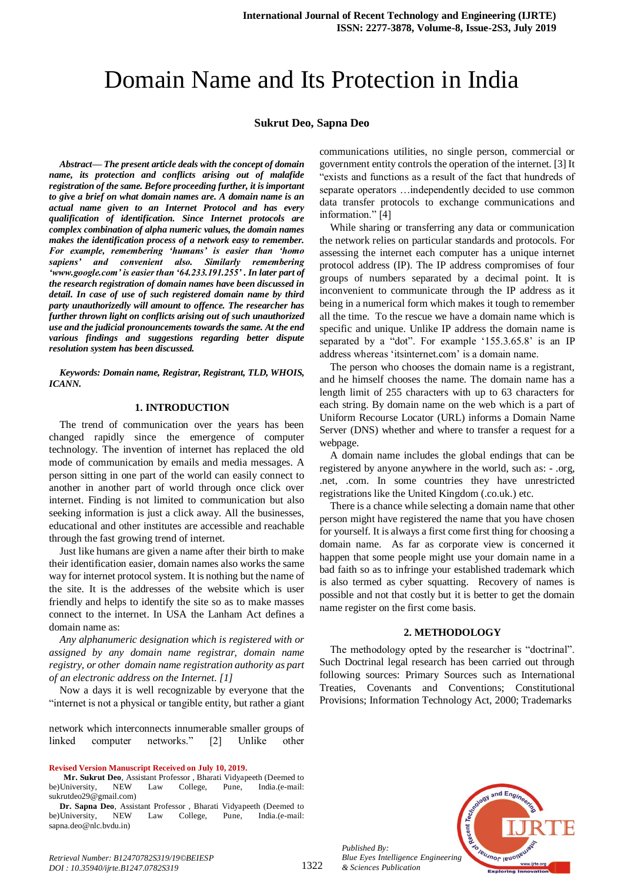# Domain Name and Its Protection in India

**Sukrut Deo, Sapna Deo**

***Abstract— The present article deals with the concept of domain name, its protection and conflicts arising out of malafide registration of the same. Before proceeding further, it is important to give a brief on what domain names are. A domain name is an actual name given to an Internet Protocol and has every qualification of identification. Since Internet protocols are complex combination of alpha numeric values, the domain names makes the identification process of a network easy to remember. For example, remembering 'humans' is easier than 'homo sapiens' and convenient also. Similarly remembering 'www.google.com' is easier than '64.233.191.255'. In later part of the research registration of domain names have been discussed in detail. In case of use of such registered domain name by third party unauthorizedly will amount to offence. The researcher has further thrown light on conflicts arising out of such unauthorized use and the judicial pronouncements towards the same. At the end various findings and suggestions regarding better dispute resolution system has been discussed.***

***Keywords: Domain name, Registrar, Registrant, TLD, WHOIS, ICANN.***

## 1. INTRODUCTION

The trend of communication over the years has been changed rapidly since the emergence of computer technology. The invention of internet has replaced the old mode of communication by emails and media messages. A person sitting in one part of the world can easily connect to another in another part of world through once click over internet. Finding is not limited to communication but also seeking information is just a click away. All the businesses, educational and other institutes are accessible and reachable through the fast growing trend of internet.

Just like humans are given a name after their birth to make their identification easier, domain names also works the same way for internet protocol system. It is nothing but the name of the site. It is the addresses of the website which is user friendly and helps to identify the site so as to make masses connect to the internet. In USA the Lanham Act defines a domain name as:

*Any alphanumeric designation which is registered with or assigned by any domain name registrar, domain name registry, or other domain name registration authority as part of an electronic address on the Internet. [1]*

Now a days it is well recognizable by everyone that the "internet is not a physical or tangible entity, but rather a giant network which interconnects innumerable smaller groups of linked computer networks." [2] Unlike other communications utilities, no single person, commercial or government entity controls the operation of the internet. [3] It "exists and functions as a result of the fact that hundreds of separate operators …independently decided to use common data transfer protocols to exchange communications and information." [4]

While sharing or transferring any data or communication the network relies on particular standards and protocols. For assessing the internet each computer has a unique internet protocol address (IP). The IP address compromises of four groups of numbers separated by a decimal point. It is inconvenient to communicate through the IP address as it being in a numerical form which makes it tough to remember all the time. To the rescue we have a domain name which is specific and unique. Unlike IP address the domain name is separated by a "dot". For example '155.3.65.8' is an IP address whereas 'itsinternet.com' is a domain name.

The person who chooses the domain name is a registrant, and he himself chooses the name. The domain name has a length limit of 255 characters with up to 63 characters for each string. By domain name on the web which is a part of Uniform Recourse Locator (URL) informs a Domain Name Server (DNS) whether and where to transfer a request for a webpage.

A domain name includes the global endings that can be registered by anyone anywhere in the world, such as: - .org, .net, .com. In some countries they have unrestricted registrations like the United Kingdom (.co.uk.) etc.

There is a chance while selecting a domain name that other person might have registered the name that you have chosen for yourself. It is always a first come first thing for choosing a domain name. As far as corporate view is concerned it happen that some people might use your domain name in a bad faith so as to infringe your established trademark which is also termed as cyber squatting. Recovery of names is possible and not that costly but it is better to get the domain name register on the first come basis.

## 2. METHODOLOGY

The methodology opted by the researcher is "doctrinal". Such Doctrinal legal research has been carried out through following sources: Primary Sources such as International Treaties, Covenants and Conventions; Constitutional Provisions; Information Technology Act, 2000; Trademarks

**Revised Version Manuscript Received on July 10, 2019.**

**Mr. Sukrut Deo**, Assistant Professor , Bharati Vidyapeeth (Deemed to be)University, NEW Law College, Pune, India.(e-mail: sukrutdeo29@gmail.com)

**Dr. Sapna Deo**, Assistant Professor , Bharati Vidyapeeth (Deemed to be)University, NEW Law College, Pune, India.(e-mail: sapna.deo@nlc.bvdu.in)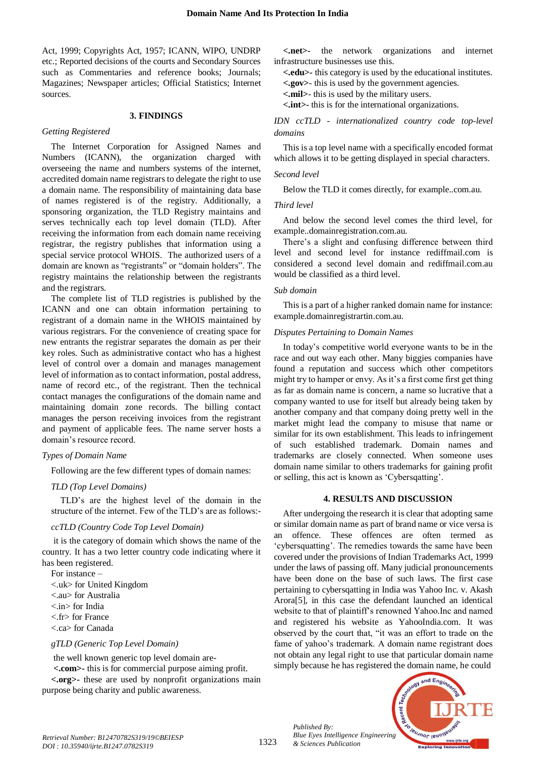Act, 1999; Copyrights Act, 1957; ICANN, WIPO, UNDRP etc.; Reported decisions of the courts and Secondary Sources such as Commentaries and reference books; Journals; Magazines; Newspaper articles; Official Statistics; Internet sources.

## 3. FINDINGS

*Getting Registered*

The Internet Corporation for Assigned Names and Numbers (ICANN), the organization charged with overseeing the name and numbers systems of the internet, accredited domain name registrars to delegate the right to use a domain name. The responsibility of maintaining data base of names registered is of the registry. Additionally, a sponsoring organization, the TLD Registry maintains and serves technically each top level domain (TLD). After receiving the information from each domain name receiving registrar, the registry publishes that information using a special service protocol WHOIS. The authorized users of a domain are known as "registrants" or "domain holders". The registry maintains the relationship between the registrants and the registrars.

The complete list of TLD registries is published by the ICANN and one can obtain information pertaining to registrant of a domain name in the WHOIS maintained by various registrars. For the convenience of creating space for new entrants the registrar separates the domain as per their key roles. Such as administrative contact who has a highest level of control over a domain and manages management level of information as to contact information, postal address, name of record etc., of the registrant. Then the technical contact manages the configurations of the domain name and maintaining domain zone records. The billing contact manages the person receiving invoices from the registrant and payment of applicable fees. The name server hosts a domain's resource record.

*Types of Domain Name*

Following are the few different types of domain names:

*TLD (Top Level Domains)*

TLD's are the highest level of the domain in the structure of the internet. Few of the TLD's are as follows:-

*ccTLD (Country Code Top Level Domain)*

it is the category of domain which shows the name of the country. It has a two letter country code indicating where it has been registered.

For instance –

<.uk> for United Kingdom
<.au> for Australia
<.in> for India
<.fr> for France
<.ca> for Canada

*gTLD (Generic Top Level Domain)*

the well known generic top level domain are-

**<.com>-** this is for commercial purpose aiming profit.

**<.org>-** these are used by nonprofit organizations main purpose being charity and public awareness.

**<.net>-** the network organizations and internet infrastructure businesses use this.

**<.edu>-** this category is used by the educational institutes.

**<.gov>-** this is used by the government agencies.

**<.mil>-** this is used by the military users.

**<.int>-** this is for the international organizations.

*IDN ccTLD - internationalized country code top-level domains*

This is a top level name with a specifically encoded format which allows it to be getting displayed in special characters.

*Second level*

Below the TLD it comes directly, for example..com.au.

*Third level*

And below the second level comes the third level, for example..domainregistration.com.au.

There's a slight and confusing difference between third level and second level for instance rediffmail.com is considered a second level domain and rediffmail.com.au would be classified as a third level.

*Sub domain*

This is a part of a higher ranked domain name for instance: example.domainregistrartin.com.au.

*Disputes Pertaining to Domain Names*

In today's competitive world everyone wants to be in the race and out way each other. Many biggies companies have found a reputation and success which other competitors might try to hamper or envy. As it's a first come first get thing as far as domain name is concern, a name so lucrative that a company wanted to use for itself but already being taken by another company and that company doing pretty well in the market might lead the company to misuse that name or similar for its own establishment. This leads to infringement of such established trademark. Domain names and trademarks are closely connected. When someone uses domain name similar to others trademarks for gaining profit or selling, this act is known as 'Cybersqatting'.

## 4. RESULTS AND DISCUSSION

After undergoing the research it is clear that adopting same or similar domain name as part of brand name or vice versa is an offence. These offences are often termed as 'cybersquatting'. The remedies towards the same have been covered under the provisions of Indian Trademarks Act, 1999 under the laws of passing off. Many judicial pronouncements have been done on the base of such laws. The first case pertaining to cybersqatting in India was Yahoo Inc. v. Akash Arora[5], in this case the defendant launched an identical website to that of plaintiff's renowned Yahoo.Inc and named and registered his website as YahooIndia.com. It was observed by the court that, "it was an effort to trade on the fame of yahoo's trademark. A domain name registrant does not obtain any legal right to use that particular domain name simply because he has registered the domain name, he could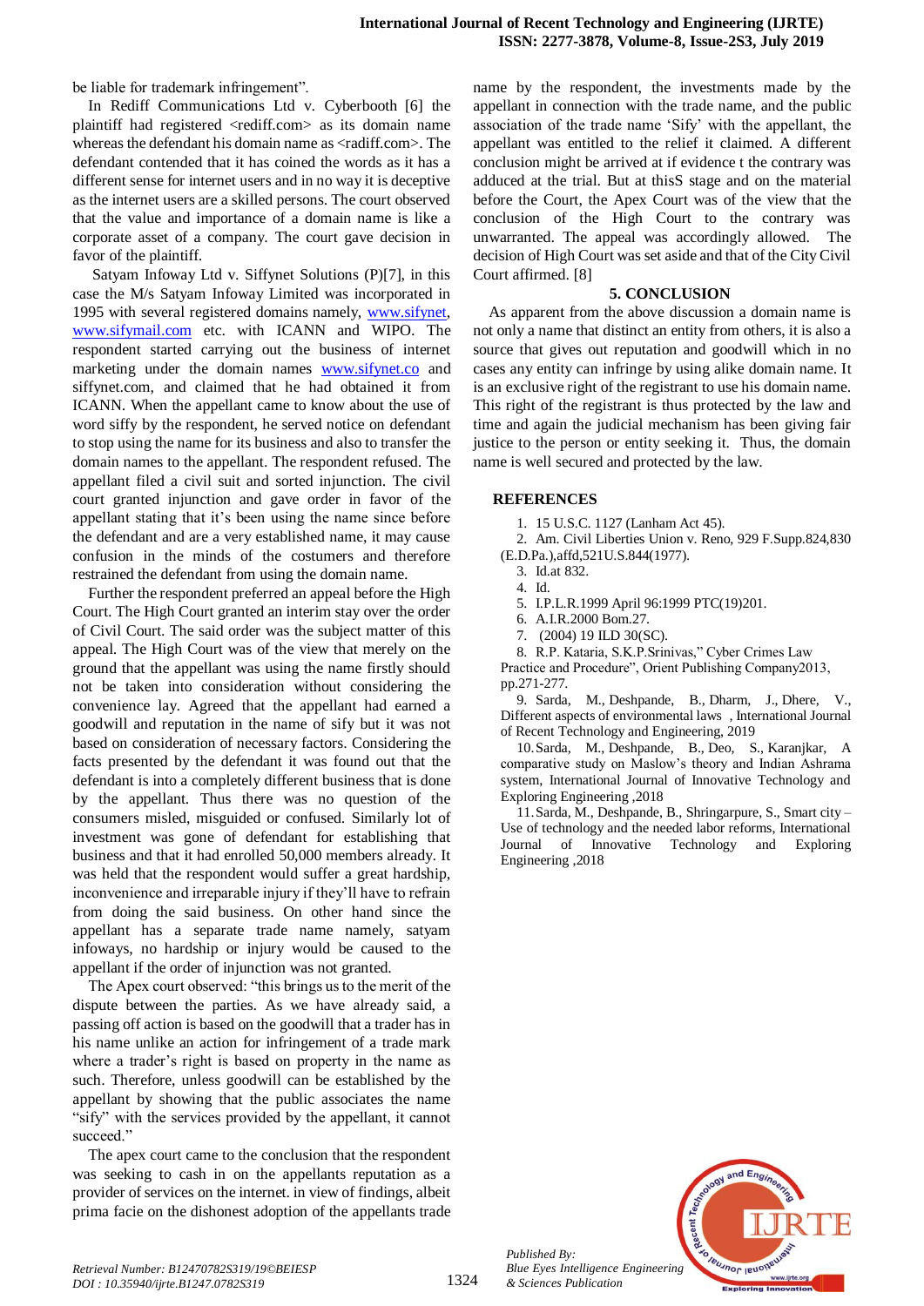be liable for trademark infringement".

In Rediff Communications Ltd v. Cyberbooth [6] the plaintiff had registered <rediff.com> as its domain name whereas the defendant his domain name as <radiff.com>. The defendant contended that it has coined the words as it has a different sense for internet users and in no way it is deceptive as the internet users are a skilled persons. The court observed that the value and importance of a domain name is like a corporate asset of a company. The court gave decision in favor of the plaintiff.

Satyam Infoway Ltd v. Siffynet Solutions (P)[7], in this case the M/s Satyam Infoway Limited was incorporated in 1995 with several registered domains namely, www.sifynet, www.sifymail.com etc. with ICANN and WIPO. The respondent started carrying out the business of internet marketing under the domain names www.sifynet.co and siffynet.com, and claimed that he had obtained it from ICANN. When the appellant came to know about the use of word siffy by the respondent, he served notice on defendant to stop using the name for its business and also to transfer the domain names to the appellant. The respondent refused. The appellant filed a civil suit and sorted injunction. The civil court granted injunction and gave order in favor of the appellant stating that it's been using the name since before the defendant and are a very established name, it may cause confusion in the minds of the costumers and therefore restrained the defendant from using the domain name.

Further the respondent preferred an appeal before the High Court. The High Court granted an interim stay over the order of Civil Court. The said order was the subject matter of this appeal. The High Court was of the view that merely on the ground that the appellant was using the name firstly should not be taken into consideration without considering the convenience lay. Agreed that the appellant had earned a goodwill and reputation in the name of sify but it was not based on consideration of necessary factors. Considering the facts presented by the defendant it was found out that the defendant is into a completely different business that is done by the appellant. Thus there was no question of the consumers misled, misguided or confused. Similarly lot of investment was gone of defendant for establishing that business and that it had enrolled 50,000 members already. It was held that the respondent would suffer a great hardship, inconvenience and irreparable injury if they'll have to refrain from doing the said business. On other hand since the appellant has a separate trade name namely, satyam infoways, no hardship or injury would be caused to the appellant if the order of injunction was not granted.

The Apex court observed: "this brings us to the merit of the dispute between the parties. As we have already said, a passing off action is based on the goodwill that a trader has in his name unlike an action for infringement of a trade mark where a trader's right is based on property in the name as such. Therefore, unless goodwill can be established by the appellant by showing that the public associates the name "sify" with the services provided by the appellant, it cannot succeed."

The apex court came to the conclusion that the respondent was seeking to cash in on the appellants reputation as a provider of services on the internet. in view of findings, albeit prima facie on the dishonest adoption of the appellants trade name by the respondent, the investments made by the appellant in connection with the trade name, and the public association of the trade name 'Sify' with the appellant, the appellant was entitled to the relief it claimed. A different conclusion might be arrived at if evidence t the contrary was adduced at the trial. But at thisS stage and on the material before the Court, the Apex Court was of the view that the conclusion of the High Court to the contrary was unwarranted. The appeal was accordingly allowed. The decision of High Court was set aside and that of the City Civil Court affirmed. [8]

## 5. CONCLUSION

As apparent from the above discussion a domain name is not only a name that distinct an entity from others, it is also a source that gives out reputation and goodwill which in no cases any entity can infringe by using alike domain name. It is an exclusive right of the registrant to use his domain name. This right of the registrant is thus protected by the law and time and again the judicial mechanism has been giving fair justice to the person or entity seeking it. Thus, the domain name is well secured and protected by the law.

## REFERENCES

1. 15 U.S.C. 1127 (Lanham Act 45).
2. Am. Civil Liberties Union v. Reno, 929 F.Supp.824,830 (E.D.Pa.),affd,521U.S.844(1977).
3. Id.at 832.
4. Id.
5. I.P.L.R.1999 April 96:1999 PTC(19)201.
6. A.I.R.2000 Bom.27.
7. (2004) 19 ILD 30(SC).
8. R.P. Kataria, S.K.P.Srinivas," Cyber Crimes Law Practice and Procedure", Orient Publishing Company2013, pp.271-277.
9. Sarda, M., Deshpande, B., Dharm, J., Dhere, V., Different aspects of environmental laws , International Journal of Recent Technology and Engineering, 2019
10. Sarda, M., Deshpande, B., Deo, S., Karanjkar, A comparative study on Maslow's theory and Indian Ashrama system, International Journal of Innovative Technology and Exploring Engineering ,2018
11. Sarda, M., Deshpande, B., Shringarpure, S., Smart city – Use of technology and the needed labor reforms, International Journal of Innovative Technology and Exploring Engineering ,2018